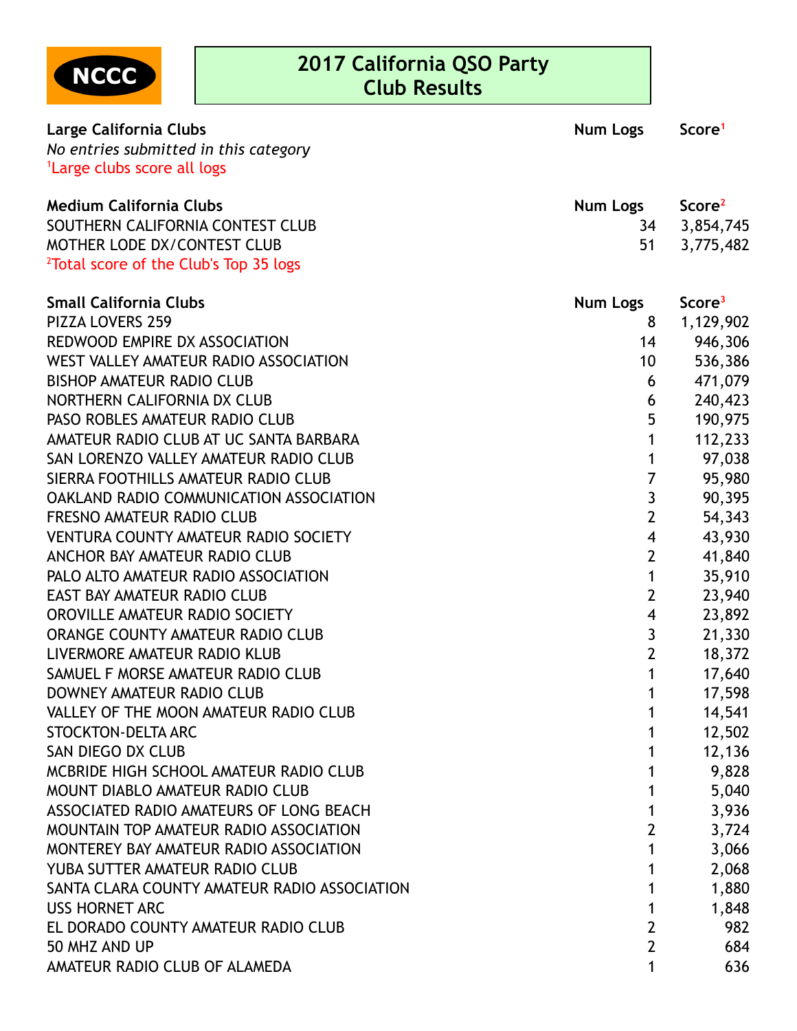NCCC

# 2017 California QSO Party
# Club Results

| Large California Clubs | Num Logs | Score[1] |
|---|---|---|
| *No entries submitted in this category* | | |

[1]Large clubs score all logs

| Medium California Clubs | Num Logs | Score[2] |
|---|---|---|
| SOUTHERN CALIFORNIA CONTEST CLUB | 34 | 3,854,745 |
| MOTHER LODE DX/CONTEST CLUB | 51 | 3,775,482 |

[2]Total score of the Club's Top 35 logs

| Small California Clubs | Num Logs | Score[3] |
|---|---|---|
| PIZZA LOVERS 259 | 8 | 1,129,902 |
| REDWOOD EMPIRE DX ASSOCIATION | 14 | 946,306 |
| WEST VALLEY AMATEUR RADIO ASSOCIATION | 10 | 536,386 |
| BISHOP AMATEUR RADIO CLUB | 6 | 471,079 |
| NORTHERN CALIFORNIA DX CLUB | 6 | 240,423 |
| PASO ROBLES AMATEUR RADIO CLUB | 5 | 190,975 |
| AMATEUR RADIO CLUB AT UC SANTA BARBARA | 1 | 112,233 |
| SAN LORENZO VALLEY AMATEUR RADIO CLUB | 1 | 97,038 |
| SIERRA FOOTHILLS AMATEUR RADIO CLUB | 7 | 95,980 |
| OAKLAND RADIO COMMUNICATION ASSOCIATION | 3 | 90,395 |
| FRESNO AMATEUR RADIO CLUB | 2 | 54,343 |
| VENTURA COUNTY AMATEUR RADIO SOCIETY | 4 | 43,930 |
| ANCHOR BAY AMATEUR RADIO CLUB | 2 | 41,840 |
| PALO ALTO AMATEUR RADIO ASSOCIATION | 1 | 35,910 |
| EAST BAY AMATEUR RADIO CLUB | 2 | 23,940 |
| OROVILLE AMATEUR RADIO SOCIETY | 4 | 23,892 |
| ORANGE COUNTY AMATEUR RADIO CLUB | 3 | 21,330 |
| LIVERMORE AMATEUR RADIO KLUB | 2 | 18,372 |
| SAMUEL F MORSE AMATEUR RADIO CLUB | 1 | 17,640 |
| DOWNEY AMATEUR RADIO CLUB | 1 | 17,598 |
| VALLEY OF THE MOON AMATEUR RADIO CLUB | 1 | 14,541 |
| STOCKTON-DELTA ARC | 1 | 12,502 |
| SAN DIEGO DX CLUB | 1 | 12,136 |
| MCBRIDE HIGH SCHOOL AMATEUR RADIO CLUB | 1 | 9,828 |
| MOUNT DIABLO AMATEUR RADIO CLUB | 1 | 5,040 |
| ASSOCIATED RADIO AMATEURS OF LONG BEACH | 1 | 3,936 |
| MOUNTAIN TOP AMATEUR RADIO ASSOCIATION | 2 | 3,724 |
| MONTEREY BAY AMATEUR RADIO ASSOCIATION | 1 | 3,066 |
| YUBA SUTTER AMATEUR RADIO CLUB | 1 | 2,068 |
| SANTA CLARA COUNTY AMATEUR RADIO ASSOCIATION | 1 | 1,880 |
| USS HORNET ARC | 1 | 1,848 |
| EL DORADO COUNTY AMATEUR RADIO CLUB | 2 | 982 |
| 50 MHZ AND UP | 2 | 684 |
| AMATEUR RADIO CLUB OF ALAMEDA | 1 | 636 |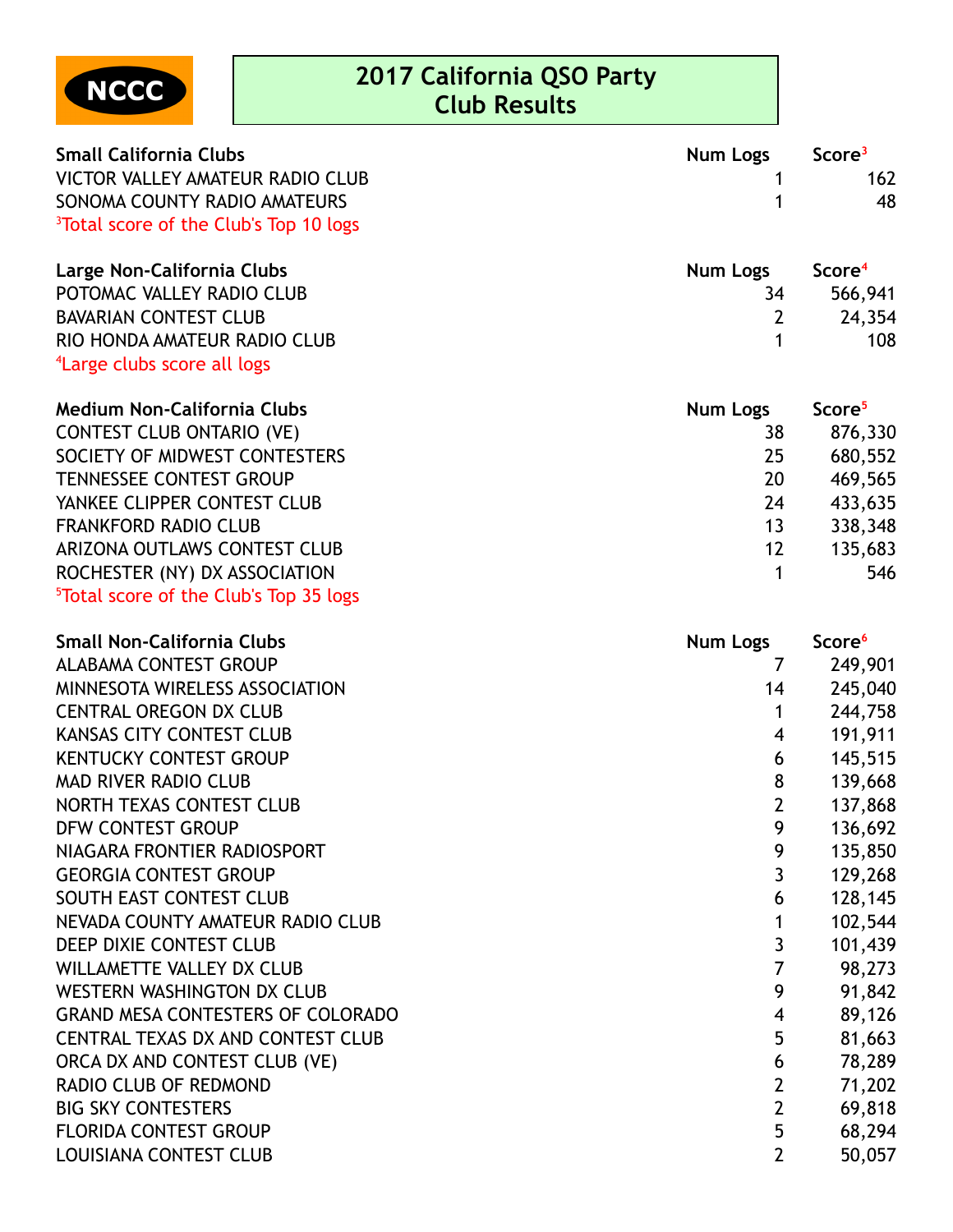NCCC

# 2017 California QSO Party Club Results

| Small California Clubs | Num Logs | Score[3] |
|---|---|---|
| VICTOR VALLEY AMATEUR RADIO CLUB | 1 | 162 |
| SONOMA COUNTY RADIO AMATEURS | 1 | 48 |

[3]Total score of the Club's Top 10 logs

| Large Non-California Clubs | Num Logs | Score[4] |
|---|---|---|
| POTOMAC VALLEY RADIO CLUB | 34 | 566,941 |
| BAVARIAN CONTEST CLUB | 2 | 24,354 |
| RIO HONDA AMATEUR RADIO CLUB | 1 | 108 |

[4]Large clubs score all logs

| Medium Non-California Clubs | Num Logs | Score[5] |
|---|---|---|
| CONTEST CLUB ONTARIO (VE) | 38 | 876,330 |
| SOCIETY OF MIDWEST CONTESTERS | 25 | 680,552 |
| TENNESSEE CONTEST GROUP | 20 | 469,565 |
| YANKEE CLIPPER CONTEST CLUB | 24 | 433,635 |
| FRANKFORD RADIO CLUB | 13 | 338,348 |
| ARIZONA OUTLAWS CONTEST CLUB | 12 | 135,683 |
| ROCHESTER (NY) DX ASSOCIATION | 1 | 546 |

[5]Total score of the Club's Top 35 logs

| Small Non-California Clubs | Num Logs | Score[6] |
|---|---|---|
| ALABAMA CONTEST GROUP | 7 | 249,901 |
| MINNESOTA WIRELESS ASSOCIATION | 14 | 245,040 |
| CENTRAL OREGON DX CLUB | 1 | 244,758 |
| KANSAS CITY CONTEST CLUB | 4 | 191,911 |
| KENTUCKY CONTEST GROUP | 6 | 145,515 |
| MAD RIVER RADIO CLUB | 8 | 139,668 |
| NORTH TEXAS CONTEST CLUB | 2 | 137,868 |
| DFW CONTEST GROUP | 9 | 136,692 |
| NIAGARA FRONTIER RADIOSPORT | 9 | 135,850 |
| GEORGIA CONTEST GROUP | 3 | 129,268 |
| SOUTH EAST CONTEST CLUB | 6 | 128,145 |
| NEVADA COUNTY AMATEUR RADIO CLUB | 1 | 102,544 |
| DEEP DIXIE CONTEST CLUB | 3 | 101,439 |
| WILLAMETTE VALLEY DX CLUB | 7 | 98,273 |
| WESTERN WASHINGTON DX CLUB | 9 | 91,842 |
| GRAND MESA CONTESTERS OF COLORADO | 4 | 89,126 |
| CENTRAL TEXAS DX AND CONTEST CLUB | 5 | 81,663 |
| ORCA DX AND CONTEST CLUB (VE) | 6 | 78,289 |
| RADIO CLUB OF REDMOND | 2 | 71,202 |
| BIG SKY CONTESTERS | 2 | 69,818 |
| FLORIDA CONTEST GROUP | 5 | 68,294 |
| LOUISIANA CONTEST CLUB | 2 | 50,057 |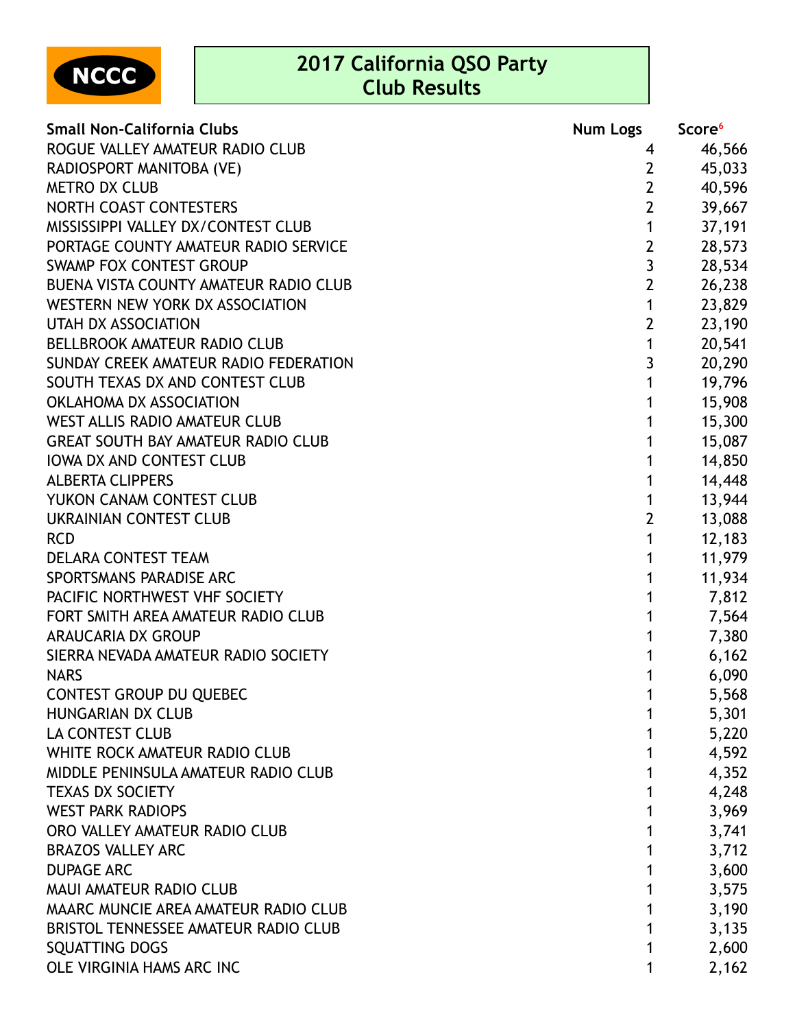NCCC

# 2017 California QSO Party
## Club Results

| Small Non-California Clubs | Num Logs | Score[6] |
|---|---|---|
| ROGUE VALLEY AMATEUR RADIO CLUB | 4 | 46,566 |
| RADIOSPORT MANITOBA (VE) | 2 | 45,033 |
| METRO DX CLUB | 2 | 40,596 |
| NORTH COAST CONTESTERS | 2 | 39,667 |
| MISSISSIPPI VALLEY DX/CONTEST CLUB | 1 | 37,191 |
| PORTAGE COUNTY AMATEUR RADIO SERVICE | 2 | 28,573 |
| SWAMP FOX CONTEST GROUP | 3 | 28,534 |
| BUENA VISTA COUNTY AMATEUR RADIO CLUB | 2 | 26,238 |
| WESTERN NEW YORK DX ASSOCIATION | 1 | 23,829 |
| UTAH DX ASSOCIATION | 2 | 23,190 |
| BELLBROOK AMATEUR RADIO CLUB | 1 | 20,541 |
| SUNDAY CREEK AMATEUR RADIO FEDERATION | 3 | 20,290 |
| SOUTH TEXAS DX AND CONTEST CLUB | 1 | 19,796 |
| OKLAHOMA DX ASSOCIATION | 1 | 15,908 |
| WEST ALLIS RADIO AMATEUR CLUB | 1 | 15,300 |
| GREAT SOUTH BAY AMATEUR RADIO CLUB | 1 | 15,087 |
| IOWA DX AND CONTEST CLUB | 1 | 14,850 |
| ALBERTA CLIPPERS | 1 | 14,448 |
| YUKON CANAM CONTEST CLUB | 1 | 13,944 |
| UKRAINIAN CONTEST CLUB | 2 | 13,088 |
| RCD | 1 | 12,183 |
| DELARA CONTEST TEAM | 1 | 11,979 |
| SPORTSMANS PARADISE ARC | 1 | 11,934 |
| PACIFIC NORTHWEST VHF SOCIETY | 1 | 7,812 |
| FORT SMITH AREA AMATEUR RADIO CLUB | 1 | 7,564 |
| ARAUCARIA DX GROUP | 1 | 7,380 |
| SIERRA NEVADA AMATEUR RADIO SOCIETY | 1 | 6,162 |
| NARS | 1 | 6,090 |
| CONTEST GROUP DU QUEBEC | 1 | 5,568 |
| HUNGARIAN DX CLUB | 1 | 5,301 |
| LA CONTEST CLUB | 1 | 5,220 |
| WHITE ROCK AMATEUR RADIO CLUB | 1 | 4,592 |
| MIDDLE PENINSULA AMATEUR RADIO CLUB | 1 | 4,352 |
| TEXAS DX SOCIETY | 1 | 4,248 |
| WEST PARK RADIOPS | 1 | 3,969 |
| ORO VALLEY AMATEUR RADIO CLUB | 1 | 3,741 |
| BRAZOS VALLEY ARC | 1 | 3,712 |
| DUPAGE ARC | 1 | 3,600 |
| MAUI AMATEUR RADIO CLUB | 1 | 3,575 |
| MAARC MUNCIE AREA AMATEUR RADIO CLUB | 1 | 3,190 |
| BRISTOL TENNESSEE AMATEUR RADIO CLUB | 1 | 3,135 |
| SQUATTING DOGS | 1 | 2,600 |
| OLE VIRGINIA HAMS ARC INC | 1 | 2,162 |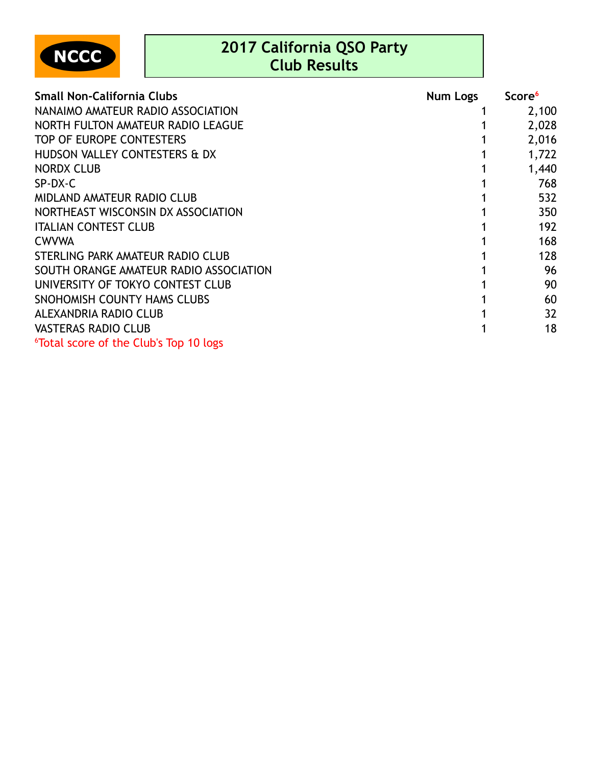NCCC

# 2017 California QSO Party
## Club Results

| Small Non-California Clubs | Num Logs | Score[6] |
|---|---|---|
| NANAIMO AMATEUR RADIO ASSOCIATION | 1 | 2,100 |
| NORTH FULTON AMATEUR RADIO LEAGUE | 1 | 2,028 |
| TOP OF EUROPE CONTESTERS | 1 | 2,016 |
| HUDSON VALLEY CONTESTERS & DX | 1 | 1,722 |
| NORDX CLUB | 1 | 1,440 |
| SP-DX-C | 1 | 768 |
| MIDLAND AMATEUR RADIO CLUB | 1 | 532 |
| NORTHEAST WISCONSIN DX ASSOCIATION | 1 | 350 |
| ITALIAN CONTEST CLUB | 1 | 192 |
| CWVWA | 1 | 168 |
| STERLING PARK AMATEUR RADIO CLUB | 1 | 128 |
| SOUTH ORANGE AMATEUR RADIO ASSOCIATION | 1 | 96 |
| UNIVERSITY OF TOKYO CONTEST CLUB | 1 | 90 |
| SNOHOMISH COUNTY HAMS CLUBS | 1 | 60 |
| ALEXANDRIA RADIO CLUB | 1 | 32 |
| VASTERAS RADIO CLUB | 1 | 18 |

[6]Total score of the Club's Top 10 logs